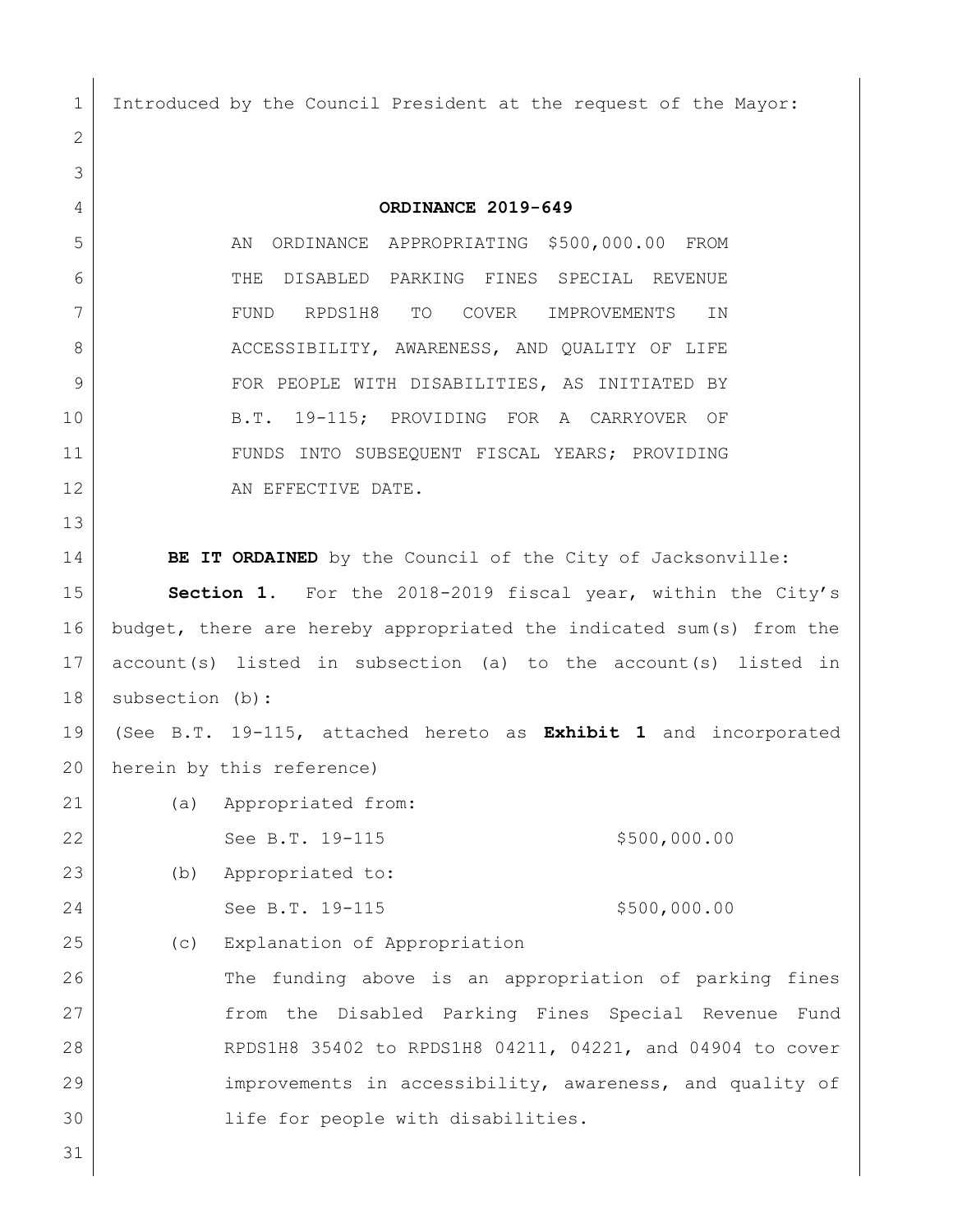Introduced by the Council President at the request of the Mayor:

# ORDINANCE 2019-649

AN ORDINANCE APPROPRIATING $500,000.00 FROM THE DISABLED PARKING FINES SPECIAL REVENUE FUND RPDS1H8 TO COVER IMPROVEMENTS IN ACCESSIBILITY, AWARENESS, AND QUALITY OF LIFE FOR PEOPLE WITH DISABILITIES, AS INITIATED BY B.T. 19-115; PROVIDING FOR A CARRYOVER OF FUNDS INTO SUBSEQUENT FISCAL YEARS; PROVIDING AN EFFECTIVE DATE.

**BE IT ORDAINED** by the Council of the City of Jacksonville:

**Section 1.** For the 2018-2019 fiscal year, within the City's budget, there are hereby appropriated the indicated sum(s) from the account(s) listed in subsection (a) to the account(s) listed in subsection (b):

(See B.T. 19-115, attached hereto as **Exhibit 1** and incorporated herein by this reference)

(a) Appropriated from:

See B.T. 19-115 $500,000.00

(b) Appropriated to:

See B.T. 19-115 $500,000.00

(c) Explanation of Appropriation

The funding above is an appropriation of parking fines from the Disabled Parking Fines Special Revenue Fund RPDS1H8 35402 to RPDS1H8 04211, 04221, and 04904 to cover improvements in accessibility, awareness, and quality of life for people with disabilities.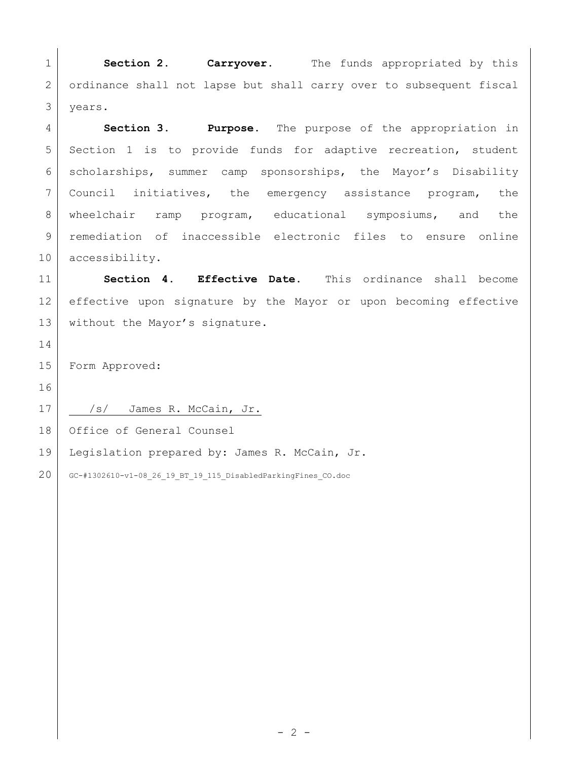**Section 2. Carryover.** The funds appropriated by this ordinance shall not lapse but shall carry over to subsequent fiscal years.

**Section 3. Purpose.** The purpose of the appropriation in Section 1 is to provide funds for adaptive recreation, student scholarships, summer camp sponsorships, the Mayor's Disability Council initiatives, the emergency assistance program, the wheelchair ramp program, educational symposiums, and the remediation of inaccessible electronic files to ensure online accessibility.

**Section 4. Effective Date.** This ordinance shall become effective upon signature by the Mayor or upon becoming effective without the Mayor's signature.

Form Approved:

/s/ James R. McCain, Jr.

Office of General Counsel

Legislation prepared by: James R. McCain, Jr.

GC-#1302610-v1-08_26_19_BT_19_115_DisabledParkingFines_CO.doc